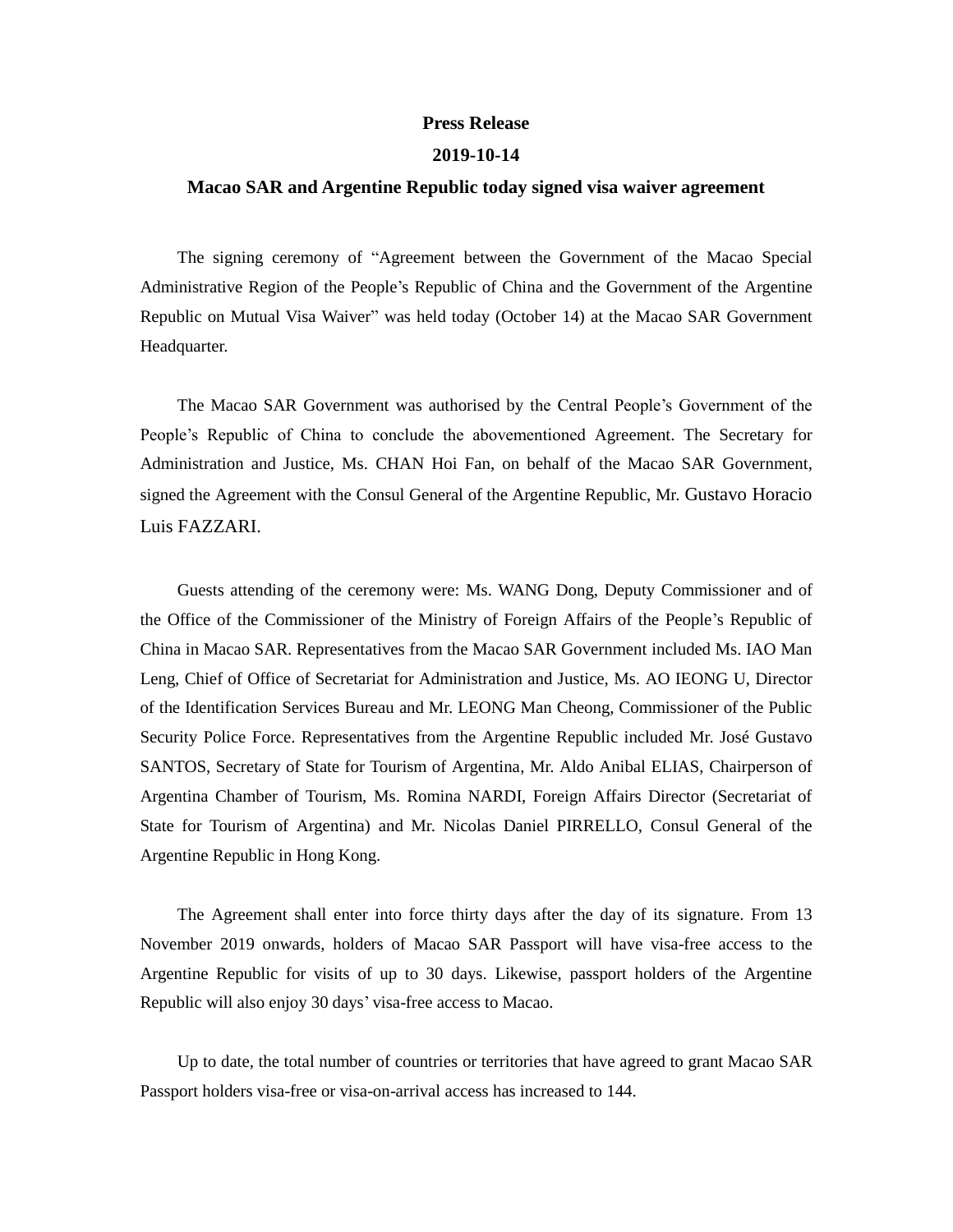**Press Release**

**2019-10-14**

# Macao SAR and Argentine Republic today signed visa waiver agreement

The signing ceremony of "Agreement between the Government of the Macao Special Administrative Region of the People's Republic of China and the Government of the Argentine Republic on Mutual Visa Waiver" was held today (October 14) at the Macao SAR Government Headquarter.

The Macao SAR Government was authorised by the Central People's Government of the People's Republic of China to conclude the abovementioned Agreement. The Secretary for Administration and Justice, Ms. CHAN Hoi Fan, on behalf of the Macao SAR Government, signed the Agreement with the Consul General of the Argentine Republic, Mr. Gustavo Horacio Luis FAZZARI.

Guests attending of the ceremony were: Ms. WANG Dong, Deputy Commissioner and of the Office of the Commissioner of the Ministry of Foreign Affairs of the People's Republic of China in Macao SAR. Representatives from the Macao SAR Government included Ms. IAO Man Leng, Chief of Office of Secretariat for Administration and Justice, Ms. AO IEONG U, Director of the Identification Services Bureau and Mr. LEONG Man Cheong, Commissioner of the Public Security Police Force. Representatives from the Argentine Republic included Mr. José Gustavo SANTOS, Secretary of State for Tourism of Argentina, Mr. Aldo Anibal ELIAS, Chairperson of Argentina Chamber of Tourism, Ms. Romina NARDI, Foreign Affairs Director (Secretariat of State for Tourism of Argentina) and Mr. Nicolas Daniel PIRRELLO, Consul General of the Argentine Republic in Hong Kong.

The Agreement shall enter into force thirty days after the day of its signature. From 13 November 2019 onwards, holders of Macao SAR Passport will have visa-free access to the Argentine Republic for visits of up to 30 days. Likewise, passport holders of the Argentine Republic will also enjoy 30 days' visa-free access to Macao.

Up to date, the total number of countries or territories that have agreed to grant Macao SAR Passport holders visa-free or visa-on-arrival access has increased to 144.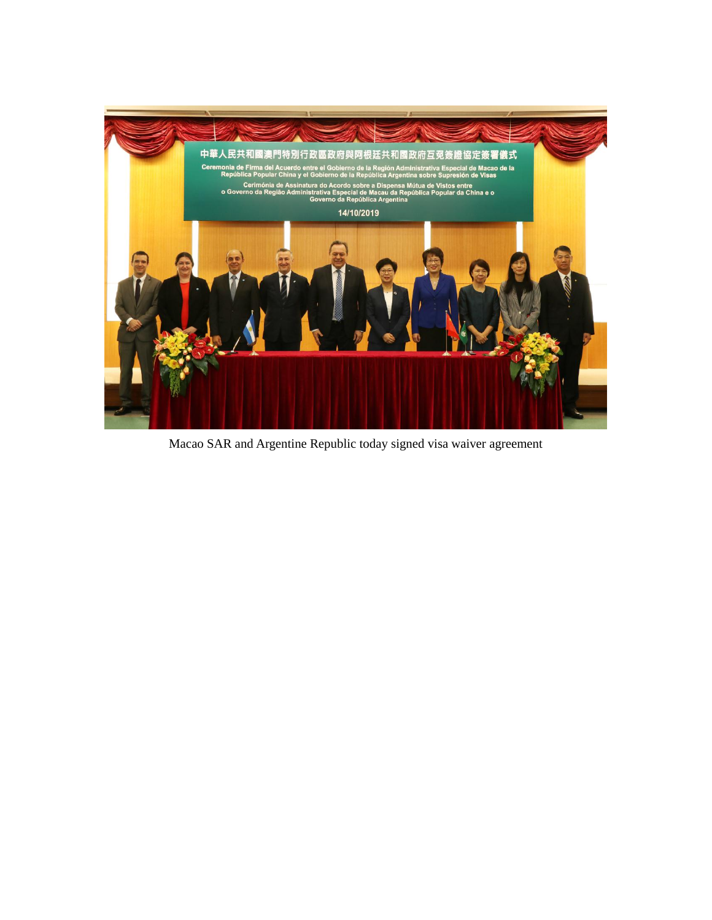Macao SAR and Argentine Republic today signed visa waiver agreement